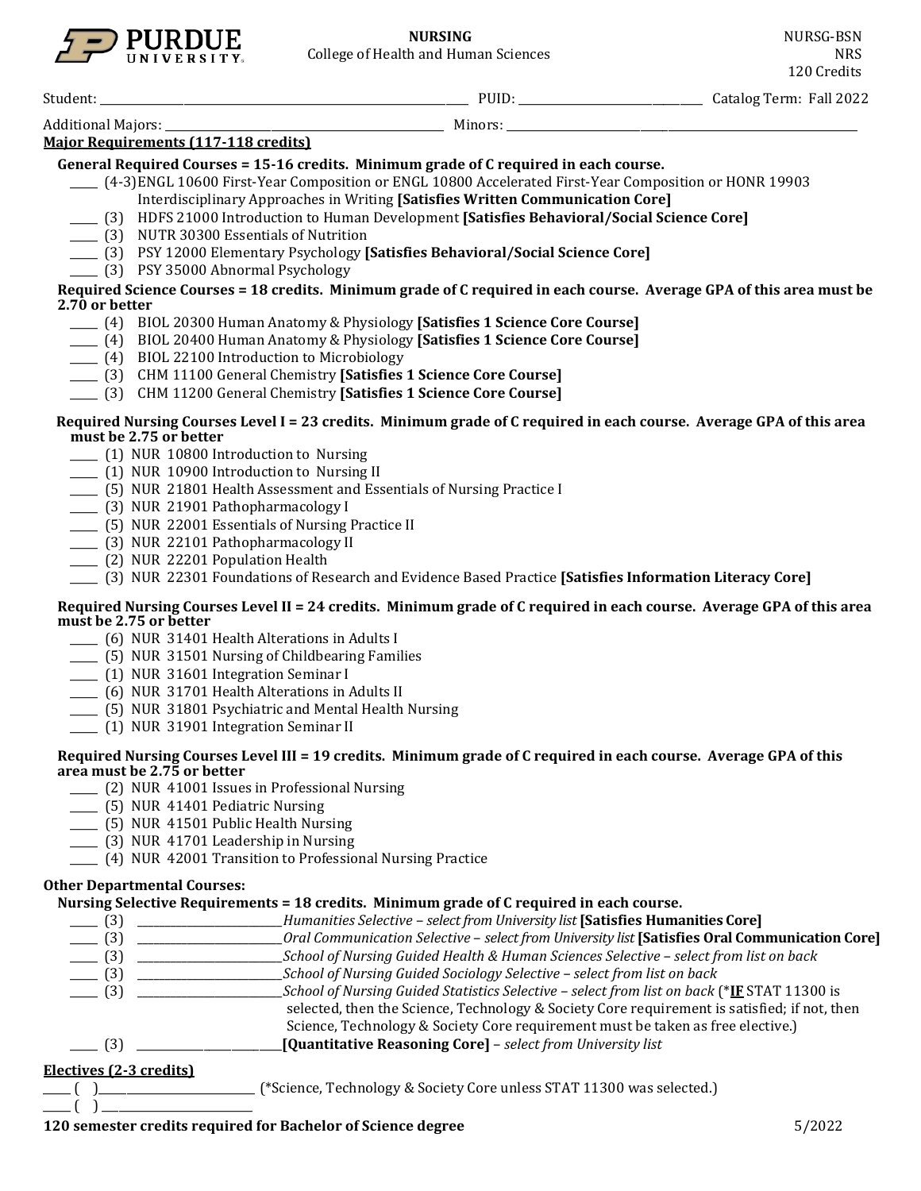**PURDUE UNIVERSITY**

**NURSING**
College of Health and Human Sciences

NURSG-BSN
NRS
120 Credits

Student: ______________________ PUID: ______________ Catalog Term: Fall 2022

Additional Majors: ______________________ Minors: ______________________

**Major Requirements (117-118 credits)**

**General Required Courses = 15-16 credits. Minimum grade of C required in each course.**

- ____ (4-3) ENGL 10600 First-Year Composition or ENGL 10800 Accelerated First-Year Composition or HONR 19903 Interdisciplinary Approaches in Writing **[Satisfies Written Communication Core]**
- ____ (3) HDFS 21000 Introduction to Human Development **[Satisfies Behavioral/Social Science Core]**
- ____ (3) NUTR 30300 Essentials of Nutrition
- ____ (3) PSY 12000 Elementary Psychology **[Satisfies Behavioral/Social Science Core]**
- ____ (3) PSY 35000 Abnormal Psychology

**Required Science Courses = 18 credits. Minimum grade of C required in each course. Average GPA of this area must be 2.70 or better**

- ____ (4) BIOL 20300 Human Anatomy & Physiology **[Satisfies 1 Science Core Course]**
- ____ (4) BIOL 20400 Human Anatomy & Physiology **[Satisfies 1 Science Core Course]**
- ____ (4) BIOL 22100 Introduction to Microbiology
- ____ (3) CHM 11100 General Chemistry **[Satisfies 1 Science Core Course]**
- ____ (3) CHM 11200 General Chemistry **[Satisfies 1 Science Core Course]**

**Required Nursing Courses Level I = 23 credits. Minimum grade of C required in each course. Average GPA of this area must be 2.75 or better**

- ____ (1) NUR 10800 Introduction to Nursing
- ____ (1) NUR 10900 Introduction to Nursing II
- ____ (5) NUR 21801 Health Assessment and Essentials of Nursing Practice I
- ____ (3) NUR 21901 Pathopharmacology I
- ____ (5) NUR 22001 Essentials of Nursing Practice II
- ____ (3) NUR 22101 Pathopharmacology II
- ____ (2) NUR 22201 Population Health
- ____ (3) NUR 22301 Foundations of Research and Evidence Based Practice **[Satisfies Information Literacy Core]**

**Required Nursing Courses Level II = 24 credits. Minimum grade of C required in each course. Average GPA of this area must be 2.75 or better**

- ____ (6) NUR 31401 Health Alterations in Adults I
- ____ (5) NUR 31501 Nursing of Childbearing Families
- ____ (1) NUR 31601 Integration Seminar I
- ____ (6) NUR 31701 Health Alterations in Adults II
- ____ (5) NUR 31801 Psychiatric and Mental Health Nursing
- ____ (1) NUR 31901 Integration Seminar II

**Required Nursing Courses Level III = 19 credits. Minimum grade of C required in each course. Average GPA of this area must be 2.75 or better**

- ____ (2) NUR 41001 Issues in Professional Nursing
- ____ (5) NUR 41401 Pediatric Nursing
- ____ (5) NUR 41501 Public Health Nursing
- ____ (3) NUR 41701 Leadership in Nursing
- ____ (4) NUR 42001 Transition to Professional Nursing Practice

**Other Departmental Courses:**

**Nursing Selective Requirements = 18 credits. Minimum grade of C required in each course.**

- ____ (3) ______________ *Humanities Selective – select from University list* **[Satisfies Humanities Core]**
- ____ (3) ______________ *Oral Communication Selective – select from University list* **[Satisfies Oral Communication Core]**
- ____ (3) ______________ *School of Nursing Guided Health & Human Sciences Selective – select from list on back*
- ____ (3) ______________ *School of Nursing Guided Sociology Selective – select from list on back*
- ____ (3) ______________ *School of Nursing Guided Statistics Selective – select from list on back* (\***IF** STAT 11300 is selected, then the Science, Technology & Society Core requirement is satisfied; if not, then Science, Technology & Society Core requirement must be taken as free elective.)
- ____ (3) ______________ **[Quantitative Reasoning Core]** – *select from University list*

**Electives (2-3 credits)**

- ____ ( ) ______________ (\*Science, Technology & Society Core unless STAT 11300 was selected.)
- ____ ( ) ______________

**120 semester credits required for Bachelor of Science degree**

5/2022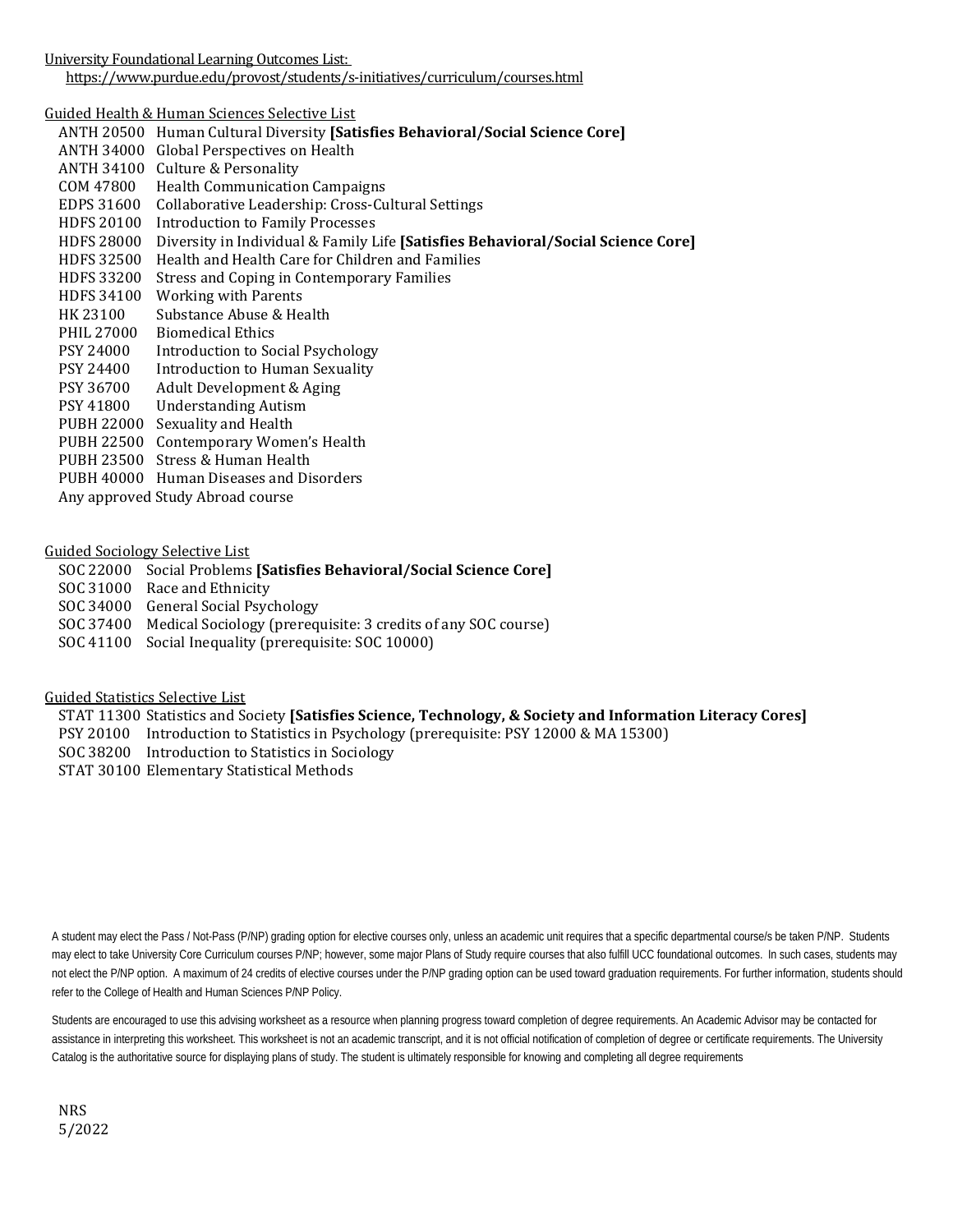University Foundational Learning Outcomes List:
https://www.purdue.edu/provost/students/s-initiatives/curriculum/courses.html

Guided Health & Human Sciences Selective List

- ANTH 20500 Human Cultural Diversity **[Satisfies Behavioral/Social Science Core]**
- ANTH 34000 Global Perspectives on Health
- ANTH 34100 Culture & Personality
- COM 47800 Health Communication Campaigns
- EDPS 31600 Collaborative Leadership: Cross-Cultural Settings
- HDFS 20100 Introduction to Family Processes
- HDFS 28000 Diversity in Individual & Family Life **[Satisfies Behavioral/Social Science Core]**
- HDFS 32500 Health and Health Care for Children and Families
- HDFS 33200 Stress and Coping in Contemporary Families
- HDFS 34100 Working with Parents
- HK 23100 Substance Abuse & Health
- PHIL 27000 Biomedical Ethics
- PSY 24000 Introduction to Social Psychology
- PSY 24400 Introduction to Human Sexuality
- PSY 36700 Adult Development & Aging
- PSY 41800 Understanding Autism
- PUBH 22000 Sexuality and Health
- PUBH 22500 Contemporary Women's Health
- PUBH 23500 Stress & Human Health
- PUBH 40000 Human Diseases and Disorders
- Any approved Study Abroad course

Guided Sociology Selective List

- SOC 22000 Social Problems **[Satisfies Behavioral/Social Science Core]**
- SOC 31000 Race and Ethnicity
- SOC 34000 General Social Psychology
- SOC 37400 Medical Sociology (prerequisite: 3 credits of any SOC course)
- SOC 41100 Social Inequality (prerequisite: SOC 10000)

Guided Statistics Selective List

- STAT 11300 Statistics and Society **[Satisfies Science, Technology, & Society and Information Literacy Cores]**
- PSY 20100 Introduction to Statistics in Psychology (prerequisite: PSY 12000 & MA 15300)
- SOC 38200 Introduction to Statistics in Sociology
- STAT 30100 Elementary Statistical Methods

A student may elect the Pass / Not-Pass (P/NP) grading option for elective courses only, unless an academic unit requires that a specific departmental course/s be taken P/NP. Students may elect to take University Core Curriculum courses P/NP; however, some major Plans of Study require courses that also fulfill UCC foundational outcomes. In such cases, students may not elect the P/NP option. A maximum of 24 credits of elective courses under the P/NP grading option can be used toward graduation requirements. For further information, students should refer to the College of Health and Human Sciences P/NP Policy.

Students are encouraged to use this advising worksheet as a resource when planning progress toward completion of degree requirements. An Academic Advisor may be contacted for assistance in interpreting this worksheet. This worksheet is not an academic transcript, and it is not official notification of completion of degree or certificate requirements. The University Catalog is the authoritative source for displaying plans of study. The student is ultimately responsible for knowing and completing all degree requirements

NRS
5/2022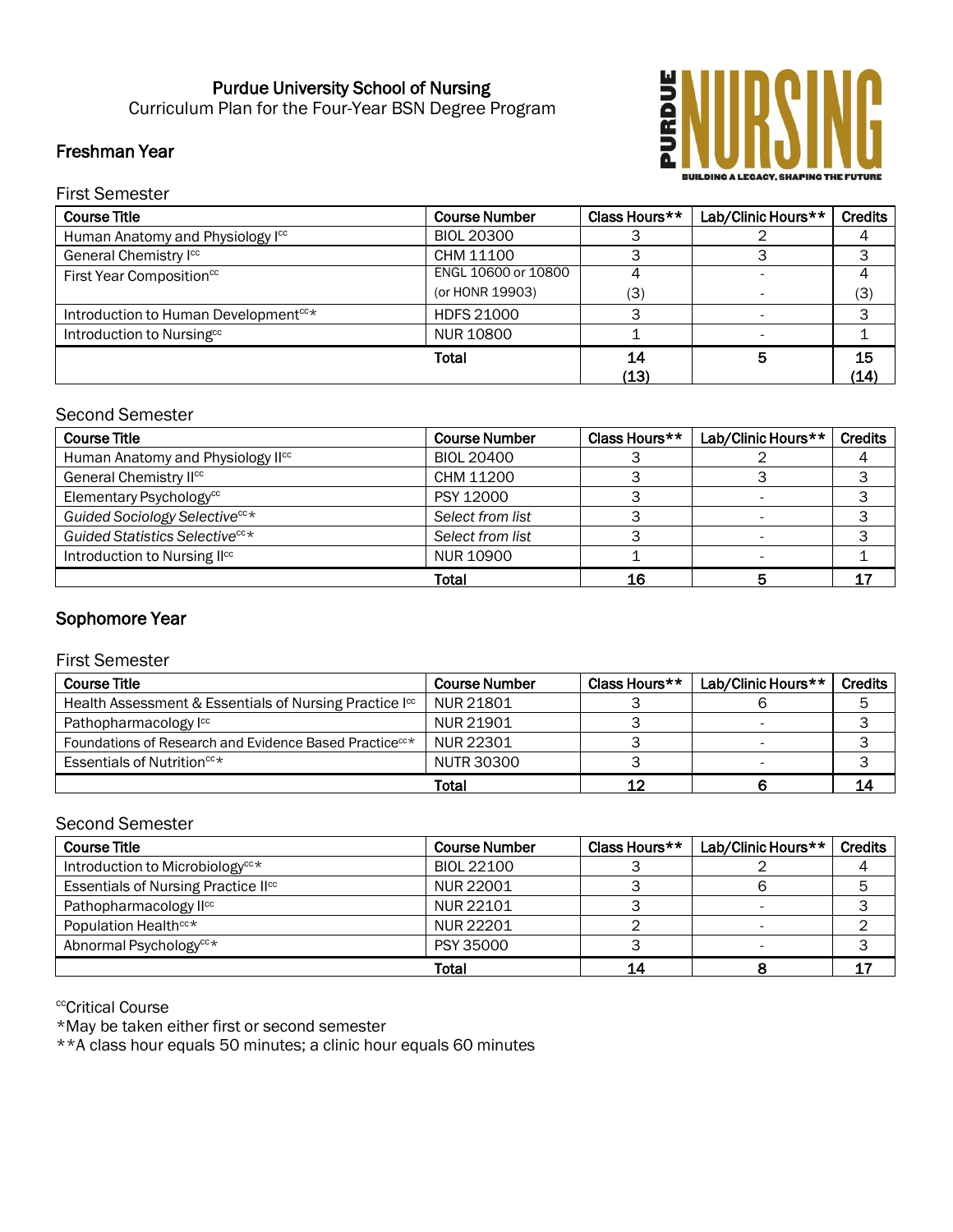# Purdue University School of Nursing

Curriculum Plan for the Four-Year BSN Degree Program

## Freshman Year

### First Semester

| Course Title | Course Number | Class Hours** | Lab/Clinic Hours** | Credits |
|---|---|---|---|---|
| Human Anatomy and Physiology I[cc] | BIOL 20300 | 3 | 2 | 4 |
| General Chemistry I[cc] | CHM 11100 | 3 | 3 | 3 |
| First Year Composition[cc] | ENGL 10600 or 10800 (or HONR 19903) | 4 (3) | - | 4 (3) |
| Introduction to Human Development[cc]* | HDFS 21000 | 3 | - | 3 |
| Introduction to Nursing[cc] | NUR 10800 | 1 | - | 1 |
| | **Total** | **14 (13)** | **5** | **15 (14)** |

### Second Semester

| Course Title | Course Number | Class Hours** | Lab/Clinic Hours** | Credits |
|---|---|---|---|---|
| Human Anatomy and Physiology II[cc] | BIOL 20400 | 3 | 2 | 4 |
| General Chemistry II[cc] | CHM 11200 | 3 | 3 | 3 |
| Elementary Psychology[cc] | PSY 12000 | 3 | - | 3 |
| *Guided Sociology Selective[cc]** | *Select from list* | 3 | - | 3 |
| *Guided Statistics Selective[cc]** | *Select from list* | 3 | - | 3 |
| Introduction to Nursing II[cc] | NUR 10900 | 1 | - | 1 |
| | **Total** | **16** | **5** | **17** |

## Sophomore Year

### First Semester

| Course Title | Course Number | Class Hours** | Lab/Clinic Hours** | Credits |
|---|---|---|---|---|
| Health Assessment & Essentials of Nursing Practice I[cc] | NUR 21801 | 3 | 6 | 5 |
| Pathopharmacology I[cc] | NUR 21901 | 3 | - | 3 |
| Foundations of Research and Evidence Based Practice[cc]* | NUR 22301 | 3 | - | 3 |
| Essentials of Nutrition[cc]* | NUTR 30300 | 3 | - | 3 |
| | **Total** | **12** | **6** | **14** |

### Second Semester

| Course Title | Course Number | Class Hours** | Lab/Clinic Hours** | Credits |
|---|---|---|---|---|
| Introduction to Microbiology[cc]* | BIOL 22100 | 3 | 2 | 4 |
| Essentials of Nursing Practice II[cc] | NUR 22001 | 3 | 6 | 5 |
| Pathopharmacology II[cc] | NUR 22101 | 3 | - | 3 |
| Population Health[cc]* | NUR 22201 | 2 | - | 2 |
| Abnormal Psychology[cc]* | PSY 35000 | 3 | - | 3 |
| | **Total** | **14** | **8** | **17** |

[cc]Critical Course

*May be taken either first or second semester

**A class hour equals 50 minutes; a clinic hour equals 60 minutes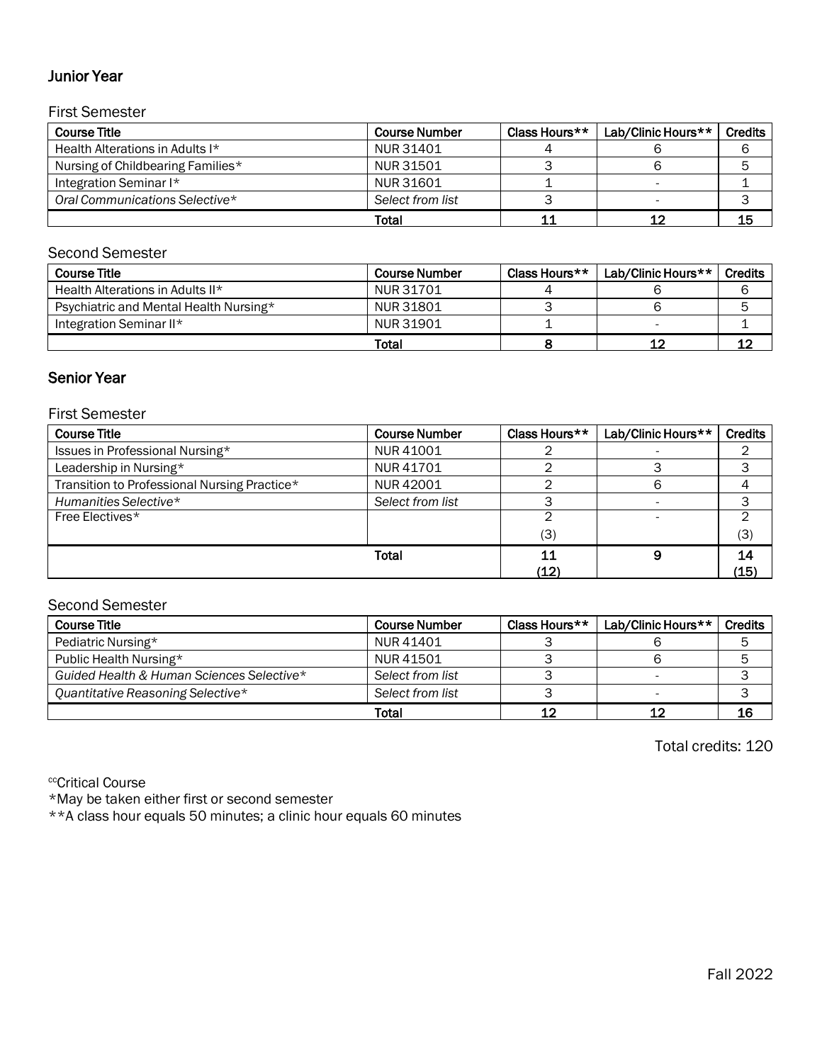## Junior Year

### First Semester

| Course Title | Course Number | Class Hours** | Lab/Clinic Hours** | Credits |
|---|---|---|---|---|
| Health Alterations in Adults I* | NUR 31401 | 4 | 6 | 6 |
| Nursing of Childbearing Families* | NUR 31501 | 3 | 6 | 5 |
| Integration Seminar I* | NUR 31601 | 1 | - | 1 |
| *Oral Communications Selective** | *Select from list* | 3 | - | 3 |
| | **Total** | **11** | **12** | **15** |

### Second Semester

| Course Title | Course Number | Class Hours** | Lab/Clinic Hours** | Credits |
|---|---|---|---|---|
| Health Alterations in Adults II* | NUR 31701 | 4 | 6 | 6 |
| Psychiatric and Mental Health Nursing* | NUR 31801 | 3 | 6 | 5 |
| Integration Seminar II* | NUR 31901 | 1 | - | 1 |
| | **Total** | **8** | **12** | **12** |

## Senior Year

### First Semester

| Course Title | Course Number | Class Hours** | Lab/Clinic Hours** | Credits |
|---|---|---|---|---|
| Issues in Professional Nursing* | NUR 41001 | 2 | - | 2 |
| Leadership in Nursing* | NUR 41701 | 2 | 3 | 3 |
| Transition to Professional Nursing Practice* | NUR 42001 | 2 | 6 | 4 |
| *Humanities Selective** | *Select from list* | 3 | - | 3 |
| Free Electives* | | 2 (3) | - | 2 (3) |
| | **Total** | **11 (12)** | **9** | **14 (15)** |

### Second Semester

| Course Title | Course Number | Class Hours** | Lab/Clinic Hours** | Credits |
|---|---|---|---|---|
| Pediatric Nursing* | NUR 41401 | 3 | 6 | 5 |
| Public Health Nursing* | NUR 41501 | 3 | 6 | 5 |
| *Guided Health & Human Sciences Selective** | *Select from list* | 3 | - | 3 |
| *Quantitative Reasoning Selective** | *Select from list* | 3 | - | 3 |
| | **Total** | **12** | **12** | **16** |

Total credits: 120

[cc]Critical Course

*May be taken either first or second semester

**A class hour equals 50 minutes; a clinic hour equals 60 minutes

Fall 2022